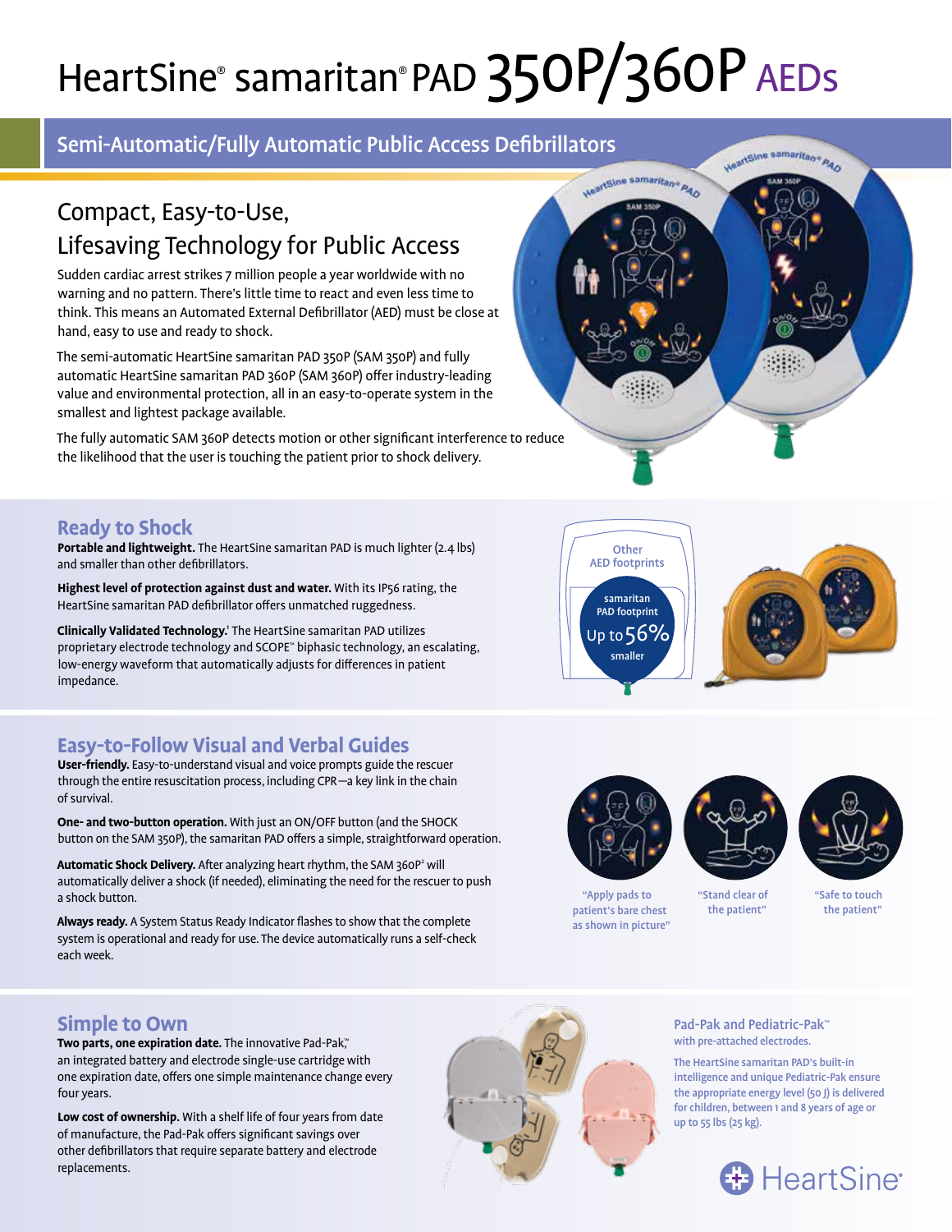# HeartSine® samaritan® PAD 350P/360P AEDs

## Semi-Automatic/Fully Automatic Public Access Defibrillators

## Compact, Easy-to-Use, Lifesaving Technology for Public Access

Sudden cardiac arrest strikes 7 million people a year worldwide with no warning and no pattern. There's little time to react and even less time to think. This means an Automated External Defibrillator (AED) must be close at hand, easy to use and ready to shock.

The semi-automatic HeartSine samaritan PAD 350P (SAM 350P) and fully automatic HeartSine samaritan PAD 360P (SAM 360P) offer industry-leading value and environmental protection, all in an easy-to-operate system in the smallest and lightest package available.

The fully automatic SAM 360P detects motion or other significant interference to reduce the likelihood that the user is touching the patient prior to shock delivery.

### Ready to Shock

**Portable and lightweight.** The HeartSine samaritan PAD is much lighter (2.4 lbs) and smaller than other defibrillators.

**Highest level of protection against dust and water.** With its IP56 rating, the HeartSine samaritan PAD defibrillator offers unmatched ruggedness.

**Clinically Validated Technology.**[1] The HeartSine samaritan PAD utilizes proprietary electrode technology and SCOPE™ biphasic technology, an escalating, low-energy waveform that automatically adjusts for differences in patient impedance.

Other AED footprints

samaritan PAD footprint Up to 56% smaller

### Easy-to-Follow Visual and Verbal Guides

**User-friendly.** Easy-to-understand visual and voice prompts guide the rescuer through the entire resuscitation process, including CPR—a key link in the chain of survival.

**One- and two-button operation.** With just an ON/OFF button (and the SHOCK button on the SAM 350P), the samaritan PAD offers a simple, straightforward operation.

**Automatic Shock Delivery.** After analyzing heart rhythm, the SAM 360P[2] will automatically deliver a shock (if needed), eliminating the need for the rescuer to push a shock button.

**Always ready.** A System Status Ready Indicator flashes to show that the complete system is operational and ready for use. The device automatically runs a self-check each week.

"Apply pads to patient's bare chest as shown in picture"

"Stand clear of the patient"

"Safe to touch the patient"

### Simple to Own

**Two parts, one expiration date.** The innovative Pad-Pak,™ an integrated battery and electrode single-use cartridge with one expiration date, offers one simple maintenance change every four years.

**Low cost of ownership.** With a shelf life of four years from date of manufacture, the Pad-Pak offers significant savings over other defibrillators that require separate battery and electrode replacements.

**Pad-Pak and Pediatric-Pak™**
with pre-attached electrodes.

The HeartSine samaritan PAD's built-in intelligence and unique Pediatric-Pak ensure the appropriate energy level (50 J) is delivered for children, between 1 and 8 years of age or up to 55 lbs (25 kg).

HeartSine®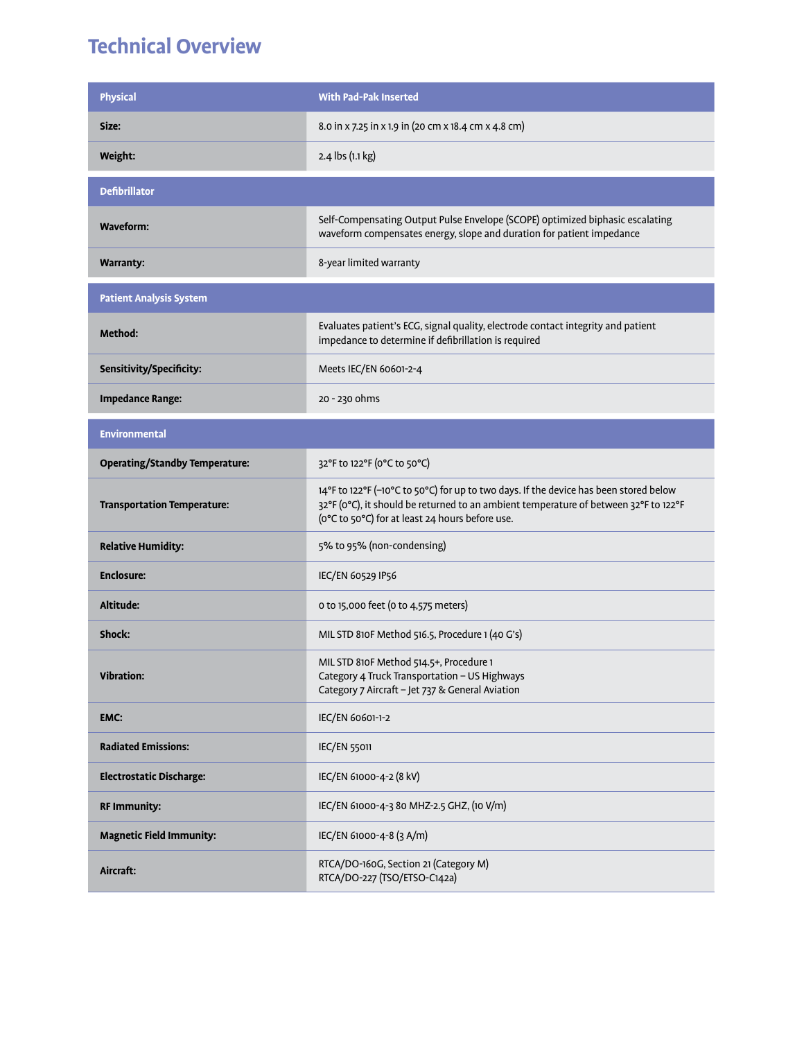## Technical Overview

| Physical | With Pad-Pak Inserted |
|---|---|
| **Size:** | 8.0 in x 7.25 in x 1.9 in (20 cm x 18.4 cm x 4.8 cm) |
| **Weight:** | 2.4 lbs (1.1 kg) |
| **Defibrillator** | |
| **Waveform:** | Self-Compensating Output Pulse Envelope (SCOPE) optimized biphasic escalating waveform compensates energy, slope and duration for patient impedance |
| **Warranty:** | 8-year limited warranty |
| **Patient Analysis System** | |
| **Method:** | Evaluates patient's ECG, signal quality, electrode contact integrity and patient impedance to determine if defibrillation is required |
| **Sensitivity/Specificity:** | Meets IEC/EN 60601-2-4 |
| **Impedance Range:** | 20 - 230 ohms |
| **Environmental** | |
| **Operating/Standby Temperature:** | 32°F to 122°F (0°C to 50°C) |
| **Transportation Temperature:** | 14°F to 122°F (–10°C to 50°C) for up to two days. If the device has been stored below 32°F (0°C), it should be returned to an ambient temperature of between 32°F to 122°F (0°C to 50°C) for at least 24 hours before use. |
| **Relative Humidity:** | 5% to 95% (non-condensing) |
| **Enclosure:** | IEC/EN 60529 IP56 |
| **Altitude:** | 0 to 15,000 feet (0 to 4,575 meters) |
| **Shock:** | MIL STD 810F Method 516.5, Procedure 1 (40 G's) |
| **Vibration:** | MIL STD 810F Method 514.5+, Procedure 1<br>Category 4 Truck Transportation – US Highways<br>Category 7 Aircraft – Jet 737 & General Aviation |
| **EMC:** | IEC/EN 60601-1-2 |
| **Radiated Emissions:** | IEC/EN 55011 |
| **Electrostatic Discharge:** | IEC/EN 61000-4-2 (8 kV) |
| **RF Immunity:** | IEC/EN 61000-4-3 80 MHZ-2.5 GHZ, (10 V/m) |
| **Magnetic Field Immunity:** | IEC/EN 61000-4-8 (3 A/m) |
| **Aircraft:** | RTCA/DO-160G, Section 21 (Category M)<br>RTCA/DO-227 (TSO/ETSO-C142a) |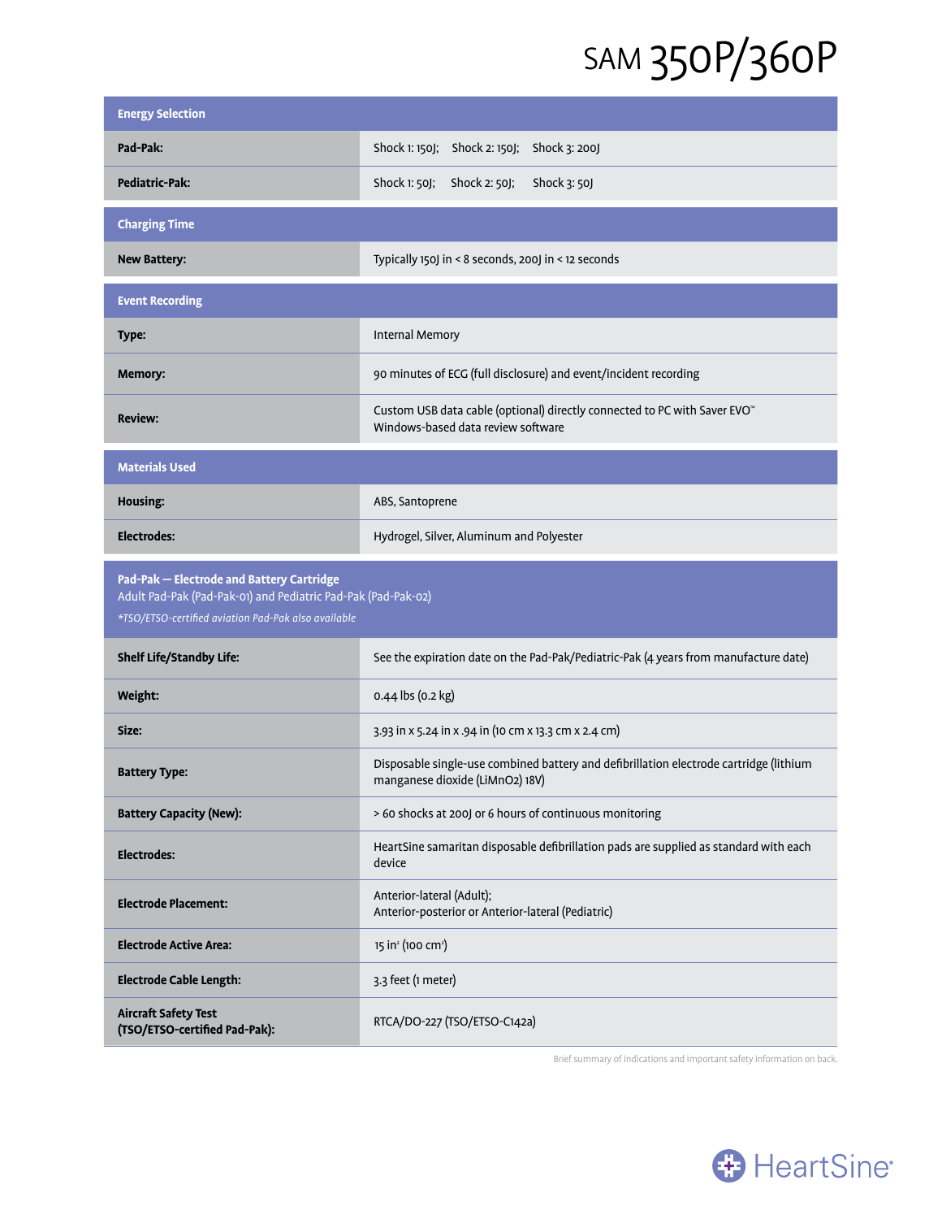# SAM 350P/360P

| Energy Selection | |
|---|---|
| **Pad-Pak:** | Shock 1: 150J; Shock 2: 150J; Shock 3: 200J |
| **Pediatric-Pak:** | Shock 1: 50J; Shock 2: 50J; Shock 3: 50J |

| Charging Time | |
|---|---|
| **New Battery:** | Typically 150J in < 8 seconds, 200J in < 12 seconds |

| Event Recording | |
|---|---|
| **Type:** | Internal Memory |
| **Memory:** | 90 minutes of ECG (full disclosure) and event/incident recording |
| **Review:** | Custom USB data cable (optional) directly connected to PC with Saver EVO™ Windows-based data review software |

| Materials Used | |
|---|---|
| **Housing:** | ABS, Santoprene |
| **Electrodes:** | Hydrogel, Silver, Aluminum and Polyester |

| Pad-Pak — Electrode and Battery Cartridge<br>Adult Pad-Pak (Pad-Pak-01) and Pediatric Pad-Pak (Pad-Pak-02)<br>*\*TSO/ETSO-certified aviation Pad-Pak also available* | |
|---|---|
| **Shelf Life/Standby Life:** | See the expiration date on the Pad-Pak/Pediatric-Pak (4 years from manufacture date) |
| **Weight:** | 0.44 lbs (0.2 kg) |
| **Size:** | 3.93 in x 5.24 in x .94 in (10 cm x 13.3 cm x 2.4 cm) |
| **Battery Type:** | Disposable single-use combined battery and defibrillation electrode cartridge (lithium manganese dioxide ($LiMnO_2$) 18V) |
| **Battery Capacity (New):** | > 60 shocks at 200J or 6 hours of continuous monitoring |
| **Electrodes:** | HeartSine samaritan disposable defibrillation pads are supplied as standard with each device |
| **Electrode Placement:** | Anterior-lateral (Adult);<br>Anterior-posterior or Anterior-lateral (Pediatric) |
| **Electrode Active Area:** | 15 $in^2$ (100 $cm^2$) |
| **Electrode Cable Length:** | 3.3 feet (1 meter) |
| **Aircraft Safety Test (TSO/ETSO-certified Pad-Pak):** | RTCA/DO-227 (TSO/ETSO-C142a) |

Brief summary of indications and important safety information on back.

HeartSine®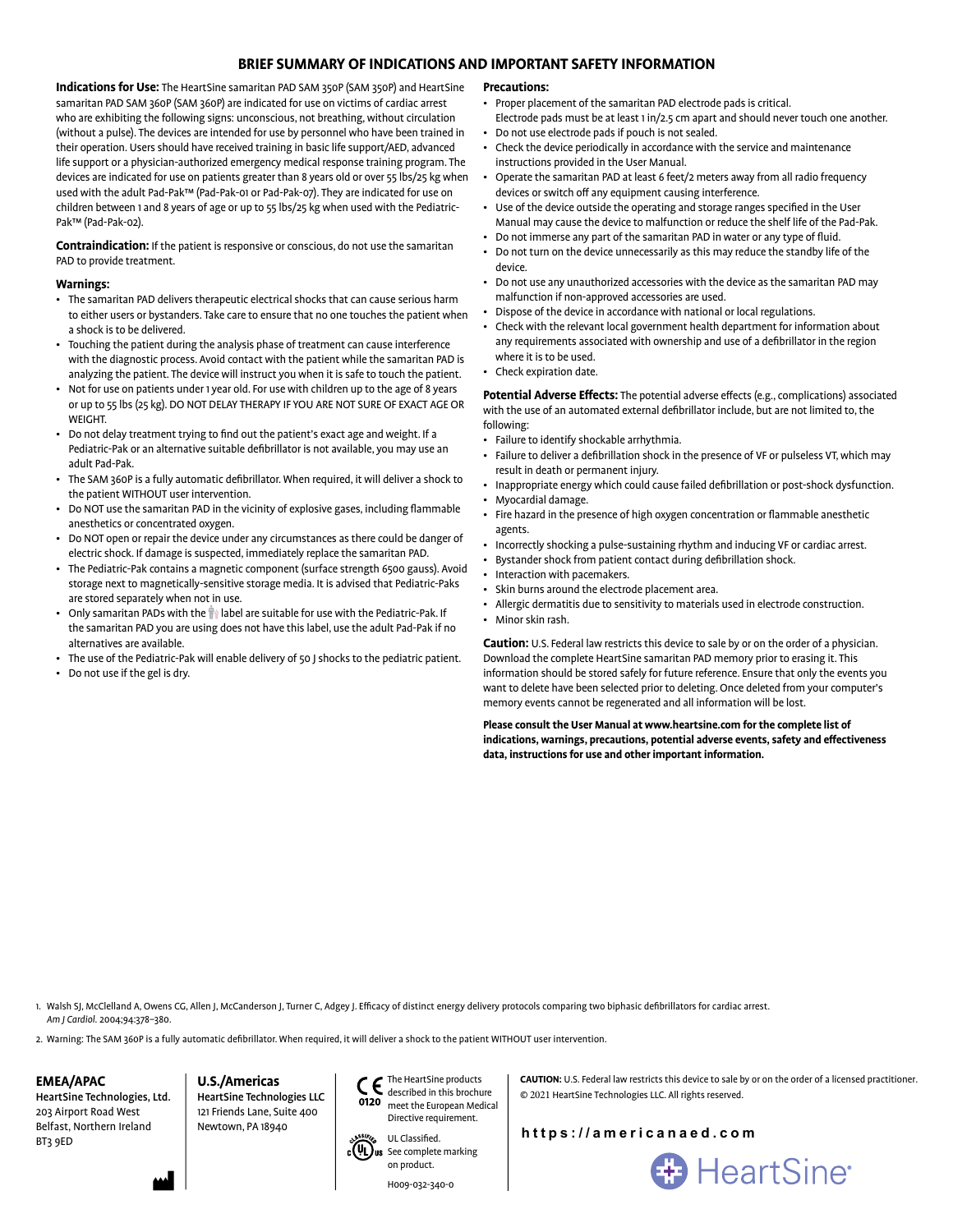## BRIEF SUMMARY OF INDICATIONS AND IMPORTANT SAFETY INFORMATION

**Indications for Use:** The HeartSine samaritan PAD SAM 350P (SAM 350P) and HeartSine samaritan PAD SAM 360P (SAM 360P) are indicated for use on victims of cardiac arrest who are exhibiting the following signs: unconscious, not breathing, without circulation (without a pulse). The devices are intended for use by personnel who have been trained in their operation. Users should have received training in basic life support/AED, advanced life support or a physician-authorized emergency medical response training program. The devices are indicated for use on patients greater than 8 years old or over 55 lbs/25 kg when used with the adult Pad-Pak™ (Pad-Pak-01 or Pad-Pak-07). They are indicated for use on children between 1 and 8 years of age or up to 55 lbs/25 kg when used with the Pediatric-Pak™ (Pad-Pak-02).

**Contraindication:** If the patient is responsive or conscious, do not use the samaritan PAD to provide treatment.

**Warnings:**

- The samaritan PAD delivers therapeutic electrical shocks that can cause serious harm to either users or bystanders. Take care to ensure that no one touches the patient when a shock is to be delivered.
- Touching the patient during the analysis phase of treatment can cause interference with the diagnostic process. Avoid contact with the patient while the samaritan PAD is analyzing the patient. The device will instruct you when it is safe to touch the patient.
- Not for use on patients under 1 year old. For use with children up to the age of 8 years or up to 55 lbs (25 kg). DO NOT DELAY THERAPY IF YOU ARE NOT SURE OF EXACT AGE OR WEIGHT.
- Do not delay treatment trying to find out the patient's exact age and weight. If a Pediatric-Pak or an alternative suitable defibrillator is not available, you may use an adult Pad-Pak.
- The SAM 360P is a fully automatic defibrillator. When required, it will deliver a shock to the patient WITHOUT user intervention.
- Do NOT use the samaritan PAD in the vicinity of explosive gases, including flammable anesthetics or concentrated oxygen.
- Do NOT open or repair the device under any circumstances as there could be danger of electric shock. If damage is suspected, immediately replace the samaritan PAD.
- The Pediatric-Pak contains a magnetic component (surface strength 6500 gauss). Avoid storage next to magnetically-sensitive storage media. It is advised that Pediatric-Paks are stored separately when not in use.
- Only samaritan PADs with the label are suitable for use with the Pediatric-Pak. If the samaritan PAD you are using does not have this label, use the adult Pad-Pak if no alternatives are available.
- The use of the Pediatric-Pak will enable delivery of 50 J shocks to the pediatric patient.
- Do not use if the gel is dry.

**Precautions:**

- Proper placement of the samaritan PAD electrode pads is critical. Electrode pads must be at least 1 in/2.5 cm apart and should never touch one another.
- Do not use electrode pads if pouch is not sealed.
- Check the device periodically in accordance with the service and maintenance instructions provided in the User Manual.
- Operate the samaritan PAD at least 6 feet/2 meters away from all radio frequency devices or switch off any equipment causing interference.
- Use of the device outside the operating and storage ranges specified in the User Manual may cause the device to malfunction or reduce the shelf life of the Pad-Pak.
- Do not immerse any part of the samaritan PAD in water or any type of fluid.
- Do not turn on the device unnecessarily as this may reduce the standby life of the device.
- Do not use any unauthorized accessories with the device as the samaritan PAD may malfunction if non-approved accessories are used.
- Dispose of the device in accordance with national or local regulations.
- Check with the relevant local government health department for information about any requirements associated with ownership and use of a defibrillator in the region where it is to be used.
- Check expiration date.

**Potential Adverse Effects:** The potential adverse effects (e.g., complications) associated with the use of an automated external defibrillator include, but are not limited to, the following:

- Failure to identify shockable arrhythmia.
- Failure to deliver a defibrillation shock in the presence of VF or pulseless VT, which may result in death or permanent injury.
- Inappropriate energy which could cause failed defibrillation or post-shock dysfunction.
- Myocardial damage.
- Fire hazard in the presence of high oxygen concentration or flammable anesthetic agents.
- Incorrectly shocking a pulse-sustaining rhythm and inducing VF or cardiac arrest.
- Bystander shock from patient contact during defibrillation shock.
- Interaction with pacemakers.
- Skin burns around the electrode placement area.
- Allergic dermatitis due to sensitivity to materials used in electrode construction.
- Minor skin rash.

**Caution:** U.S. Federal law restricts this device to sale by or on the order of a physician. Download the complete HeartSine samaritan PAD memory prior to erasing it. This information should be stored safely for future reference. Ensure that only the events you want to delete have been selected prior to deleting. Once deleted from your computer's memory events cannot be regenerated and all information will be lost.

**Please consult the User Manual at www.heartsine.com for the complete list of indications, warnings, precautions, potential adverse events, safety and effectiveness data, instructions for use and other important information.**

1. Walsh SJ, McClelland A, Owens CG, Allen J, McCanderson J, Turner C, Adgey J. Efficacy of distinct energy delivery protocols comparing two biphasic defibrillators for cardiac arrest. *Am J Cardiol*. 2004;94:378–380.
2. Warning: The SAM 360P is a fully automatic defibrillator. When required, it will deliver a shock to the patient WITHOUT user intervention.

**EMEA/APAC**
HeartSine Technologies, Ltd.
203 Airport Road West
Belfast, Northern Ireland
BT3 9ED

**U.S./Americas**
HeartSine Technologies LLC
121 Friends Lane, Suite 400
Newtown, PA 18940

CE 0120 The HeartSine products described in this brochure meet the European Medical Directive requirement.

UL Classified. See complete marking on product.

H009-032-340-0

**CAUTION:** U.S. Federal law restricts this device to sale by or on the order of a licensed practitioner.
© 2021 HeartSine Technologies LLC. All rights reserved.

https://americanaed.com

HeartSine